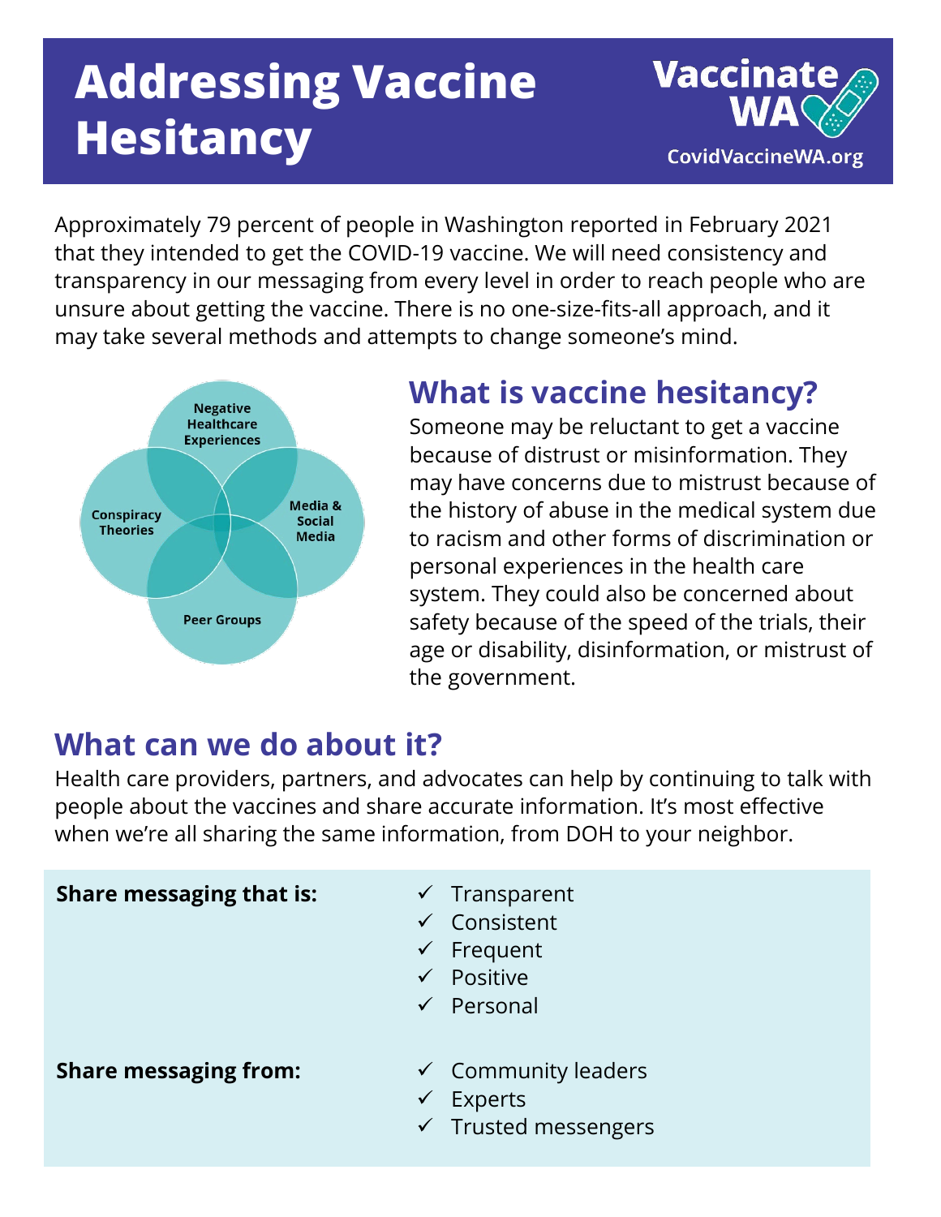# Addressing Vaccine Hesitancy

Vaccinate WA
CovidVaccineWA.org

Approximately 79 percent of people in Washington reported in February 2021 that they intended to get the COVID-19 vaccine. We will need consistency and transparency in our messaging from every level in order to reach people who are unsure about getting the vaccine. There is no one-size-fits-all approach, and it may take several methods and attempts to change someone's mind.

Negative Healthcare Experiences

Conspiracy Theories

Media & Social Media

Peer Groups

## What is vaccine hesitancy?

Someone may be reluctant to get a vaccine because of distrust or misinformation. They may have concerns due to mistrust because of the history of abuse in the medical system due to racism and other forms of discrimination or personal experiences in the health care system. They could also be concerned about safety because of the speed of the trials, their age or disability, disinformation, or mistrust of the government.

## What can we do about it?

Health care providers, partners, and advocates can help by continuing to talk with people about the vaccines and share accurate information. It's most effective when we're all sharing the same information, from DOH to your neighbor.

**Share messaging that is:**

- ✓ Transparent
- ✓ Consistent
- ✓ Frequent
- ✓ Positive
- ✓ Personal

**Share messaging from:**

- ✓ Community leaders
- ✓ Experts
- ✓ Trusted messengers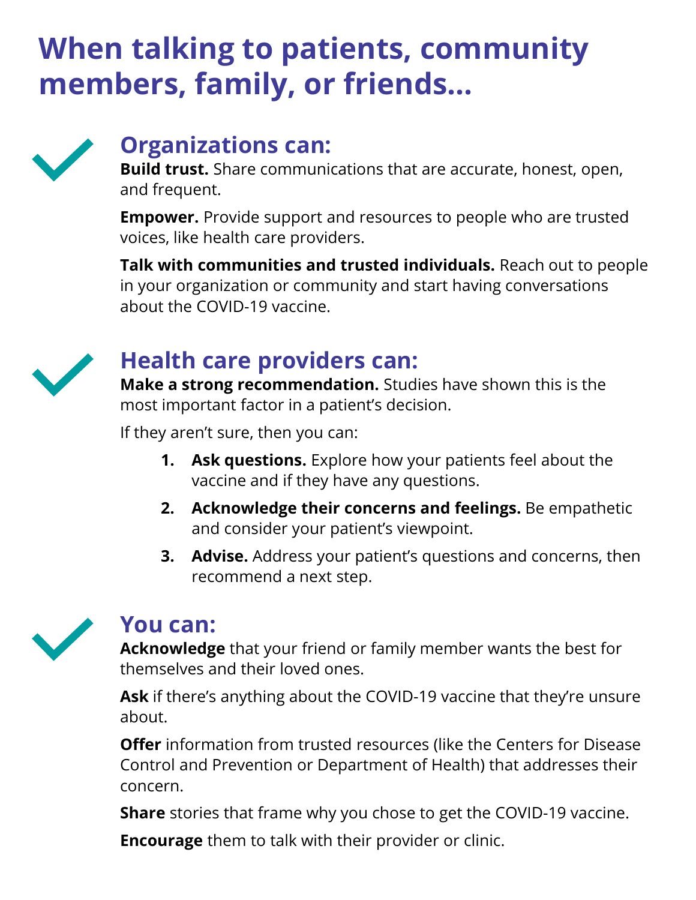# When talking to patients, community members, family, or friends...

## Organizations can:

**Build trust.** Share communications that are accurate, honest, open, and frequent.

**Empower.** Provide support and resources to people who are trusted voices, like health care providers.

**Talk with communities and trusted individuals.** Reach out to people in your organization or community and start having conversations about the COVID-19 vaccine.

## Health care providers can:

**Make a strong recommendation.** Studies have shown this is the most important factor in a patient's decision.

If they aren't sure, then you can:

1. **Ask questions.** Explore how your patients feel about the vaccine and if they have any questions.
2. **Acknowledge their concerns and feelings.** Be empathetic and consider your patient's viewpoint.
3. **Advise.** Address your patient's questions and concerns, then recommend a next step.

## You can:

**Acknowledge** that your friend or family member wants the best for themselves and their loved ones.

**Ask** if there's anything about the COVID-19 vaccine that they're unsure about.

**Offer** information from trusted resources (like the Centers for Disease Control and Prevention or Department of Health) that addresses their concern.

**Share** stories that frame why you chose to get the COVID-19 vaccine.

**Encourage** them to talk with their provider or clinic.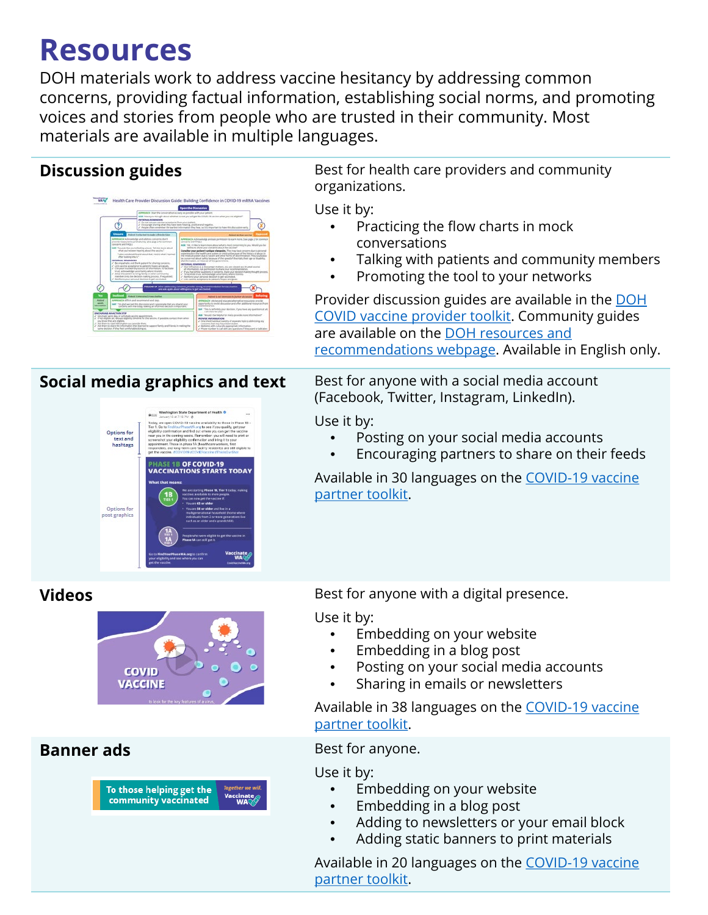# Resources

DOH materials work to address vaccine hesitancy by addressing common concerns, providing factual information, establishing social norms, and promoting voices and stories from people who are trusted in their community. Most materials are available in multiple languages.

## Discussion guides

Best for health care providers and community organizations.

Use it by:

- Practicing the flow charts in mock conversations
- Talking with patients and community members
- Promoting the tool to your networks

Provider discussion guides are available in the DOH COVID vaccine provider toolkit. Community guides are available on the DOH resources and recommendations webpage. Available in English only.

## Social media graphics and text

Best for anyone with a social media account (Facebook, Twitter, Instagram, LinkedIn).

Use it by:

- Posting on your social media accounts
- Encouraging partners to share on their feeds

Available in 30 languages on the COVID-19 vaccine partner toolkit.

## Videos

Best for anyone with a digital presence.

Use it by:

- Embedding on your website
- Embedding in a blog post
- Posting on your social media accounts
- Sharing in emails or newsletters

Available in 38 languages on the COVID-19 vaccine partner toolkit.

## Banner ads

Best for anyone.

Use it by:

- Embedding on your website
- Embedding in a blog post
- Adding to newsletters or your email block
- Adding static banners to print materials

Available in 20 languages on the COVID-19 vaccine partner toolkit.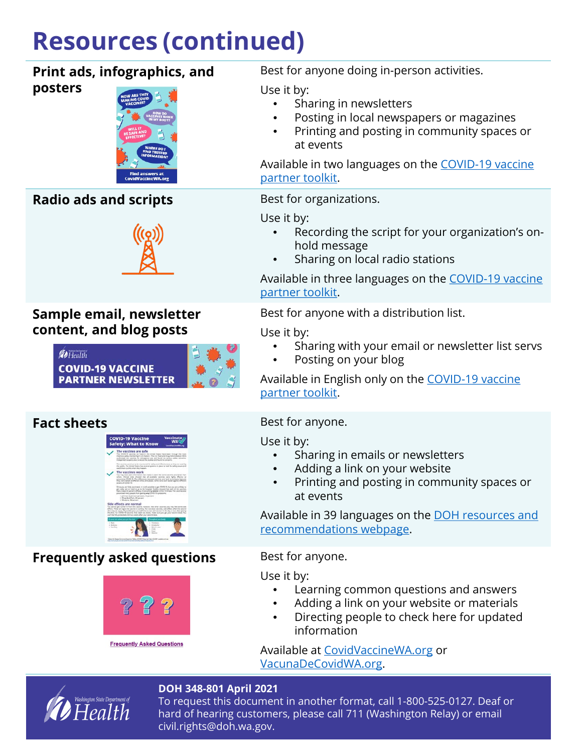# Resources (continued)

## Print ads, infographics, and posters

Best for anyone doing in-person activities.

Use it by:

- Sharing in newsletters
- Posting in local newspapers or magazines
- Printing and posting in community spaces or at events

Available in two languages on the COVID-19 vaccine partner toolkit.

## Radio ads and scripts

Best for organizations.

Use it by:

- Recording the script for your organization's on-hold message
- Sharing on local radio stations

Available in three languages on the COVID-19 vaccine partner toolkit.

## Sample email, newsletter content, and blog posts

Best for anyone with a distribution list.

Use it by:

- Sharing with your email or newsletter list servs
- Posting on your blog

Available in English only on the COVID-19 vaccine partner toolkit.

## Fact sheets

Best for anyone.

Use it by:

- Sharing in emails or newsletters
- Adding a link on your website
- Printing and posting in community spaces or at events

Available in 39 languages on the DOH resources and recommendations webpage.

## Frequently asked questions

Frequently Asked Questions

Best for anyone.

Use it by:

- Learning common questions and answers
- Adding a link on your website or materials
- Directing people to check here for updated information

Available at CovidVaccineWA.org or VacunaDeCovidWA.org.

**DOH 348-801 April 2021**
To request this document in another format, call 1-800-525-0127. Deaf or hard of hearing customers, please call 711 (Washington Relay) or email civil.rights@doh.wa.gov.